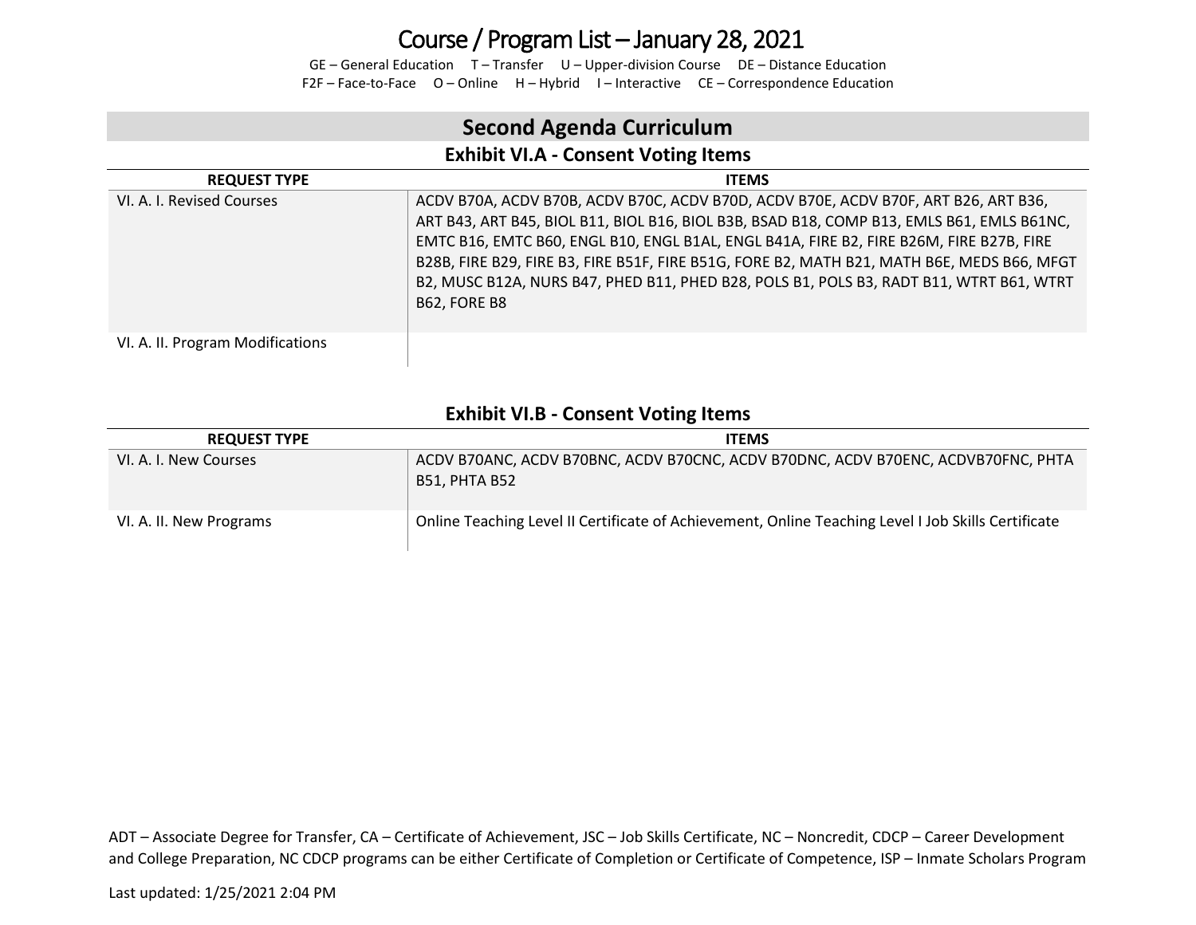# Course / Program List – January 28, 2021

GE – General Education T – Transfer U – Upper-division Course DE – Distance Education
F2F – Face-to-Face O – Online H – Hybrid I – Interactive CE – Correspondence Education

## Second Agenda Curriculum

### Exhibit VI.A - Consent Voting Items

| REQUEST TYPE | ITEMS |
|---|---|
| VI. A. I. Revised Courses | ACDV B70A, ACDV B70B, ACDV B70C, ACDV B70D, ACDV B70E, ACDV B70F, ART B26, ART B36, ART B43, ART B45, BIOL B11, BIOL B16, BIOL B3B, BSAD B18, COMP B13, EMLS B61, EMLS B61NC, EMTC B16, EMTC B60, ENGL B10, ENGL B1AL, ENGL B41A, FIRE B2, FIRE B26M, FIRE B27B, FIRE B28B, FIRE B29, FIRE B3, FIRE B51F, FIRE B51G, FORE B2, MATH B21, MATH B6E, MEDS B66, MFGT B2, MUSC B12A, NURS B47, PHED B11, PHED B28, POLS B1, POLS B3, RADT B11, WTRT B61, WTRT B62, FORE B8 |
| VI. A. II. Program Modifications | |

### Exhibit VI.B - Consent Voting Items

| REQUEST TYPE | ITEMS |
|---|---|
| VI. A. I. New Courses | ACDV B70ANC, ACDV B70BNC, ACDV B70CNC, ACDV B70DNC, ACDV B70ENC, ACDVB70FNC, PHTA B51, PHTA B52 |
| VI. A. II. New Programs | Online Teaching Level II Certificate of Achievement, Online Teaching Level I Job Skills Certificate |

ADT – Associate Degree for Transfer, CA – Certificate of Achievement, JSC – Job Skills Certificate, NC – Noncredit, CDCP – Career Development and College Preparation, NC CDCP programs can be either Certificate of Completion or Certificate of Competence, ISP – Inmate Scholars Program

Last updated: 1/25/2021 2:04 PM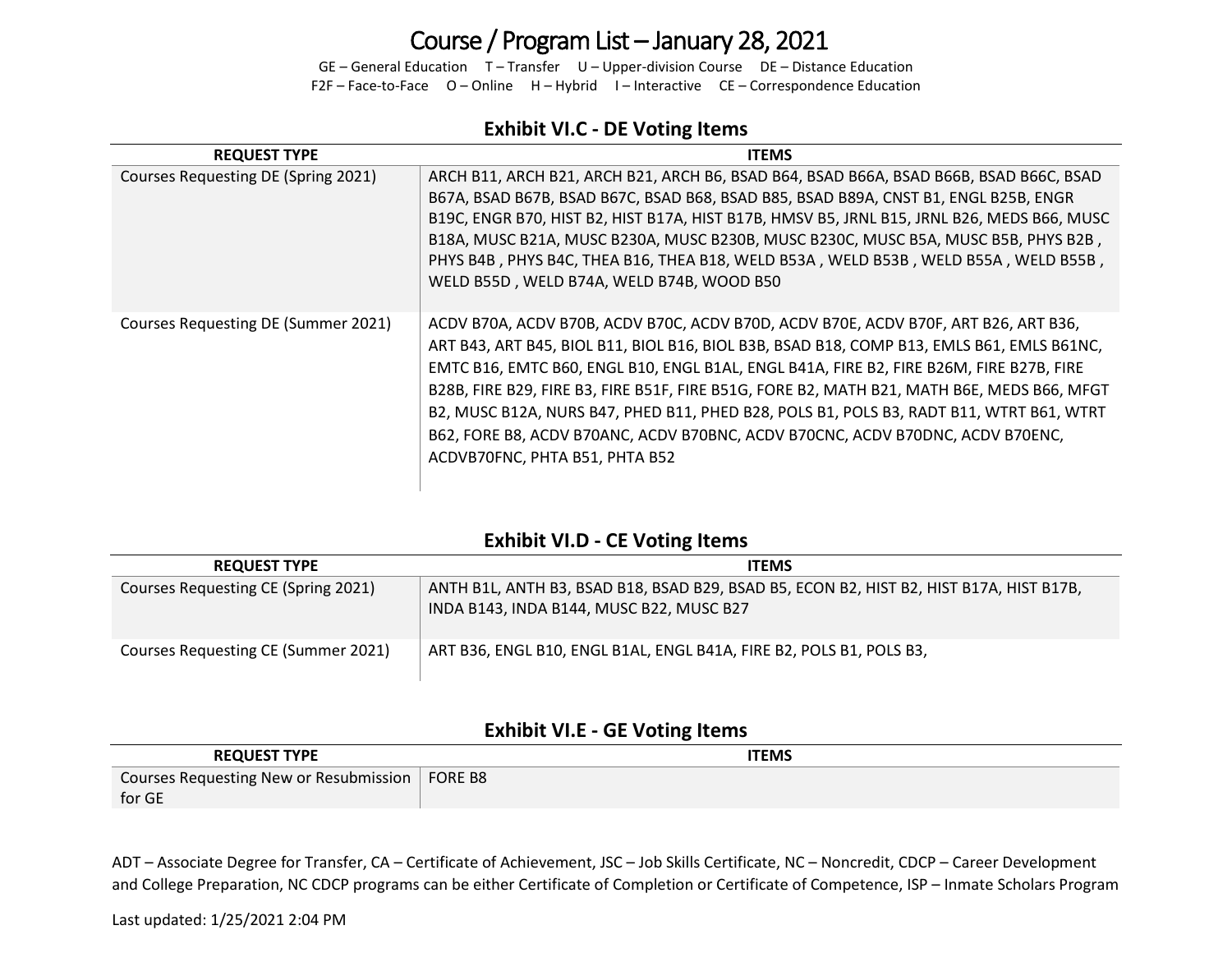# Course / Program List – January 28, 2021

GE – General Education T – Transfer U – Upper-division Course DE – Distance Education
F2F – Face-to-Face O – Online H – Hybrid I – Interactive CE – Correspondence Education

## Exhibit VI.C - DE Voting Items

| REQUEST TYPE | ITEMS |
|---|---|
| Courses Requesting DE (Spring 2021) | ARCH B11, ARCH B21, ARCH B21, ARCH B6, BSAD B64, BSAD B66A, BSAD B66B, BSAD B66C, BSAD B67A, BSAD B67B, BSAD B67C, BSAD B68, BSAD B85, BSAD B89A, CNST B1, ENGL B25B, ENGR B19C, ENGR B70, HIST B2, HIST B17A, HIST B17B, HMSV B5, JRNL B15, JRNL B26, MEDS B66, MUSC B18A, MUSC B21A, MUSC B230A, MUSC B230B, MUSC B230C, MUSC B5A, MUSC B5B, PHYS B2B , PHYS B4B , PHYS B4C, THEA B16, THEA B18, WELD B53A , WELD B53B , WELD B55A , WELD B55B , WELD B55D , WELD B74A, WELD B74B, WOOD B50 |
| Courses Requesting DE (Summer 2021) | ACDV B70A, ACDV B70B, ACDV B70C, ACDV B70D, ACDV B70E, ACDV B70F, ART B26, ART B36, ART B43, ART B45, BIOL B11, BIOL B16, BIOL B3B, BSAD B18, COMP B13, EMLS B61, EMLS B61NC, EMTC B16, EMTC B60, ENGL B10, ENGL B1AL, ENGL B41A, FIRE B2, FIRE B26M, FIRE B27B, FIRE B28B, FIRE B29, FIRE B3, FIRE B51F, FIRE B51G, FORE B2, MATH B21, MATH B6E, MEDS B66, MFGT B2, MUSC B12A, NURS B47, PHED B11, PHED B28, POLS B1, POLS B3, RADT B11, WTRT B61, WTRT B62, FORE B8, ACDV B70ANC, ACDV B70BNC, ACDV B70CNC, ACDV B70DNC, ACDV B70ENC, ACDVB70FNC, PHTA B51, PHTA B52 |

## Exhibit VI.D - CE Voting Items

| REQUEST TYPE | ITEMS |
|---|---|
| Courses Requesting CE (Spring 2021) | ANTH B1L, ANTH B3, BSAD B18, BSAD B29, BSAD B5, ECON B2, HIST B2, HIST B17A, HIST B17B, INDA B143, INDA B144, MUSC B22, MUSC B27 |
| Courses Requesting CE (Summer 2021) | ART B36, ENGL B10, ENGL B1AL, ENGL B41A, FIRE B2, POLS B1, POLS B3, |

## Exhibit VI.E - GE Voting Items

| REQUEST TYPE | ITEMS |
|---|---|
| Courses Requesting New or Resubmission for GE | FORE B8 |

ADT – Associate Degree for Transfer, CA – Certificate of Achievement, JSC – Job Skills Certificate, NC – Noncredit, CDCP – Career Development and College Preparation, NC CDCP programs can be either Certificate of Completion or Certificate of Competence, ISP – Inmate Scholars Program

Last updated: 1/25/2021 2:04 PM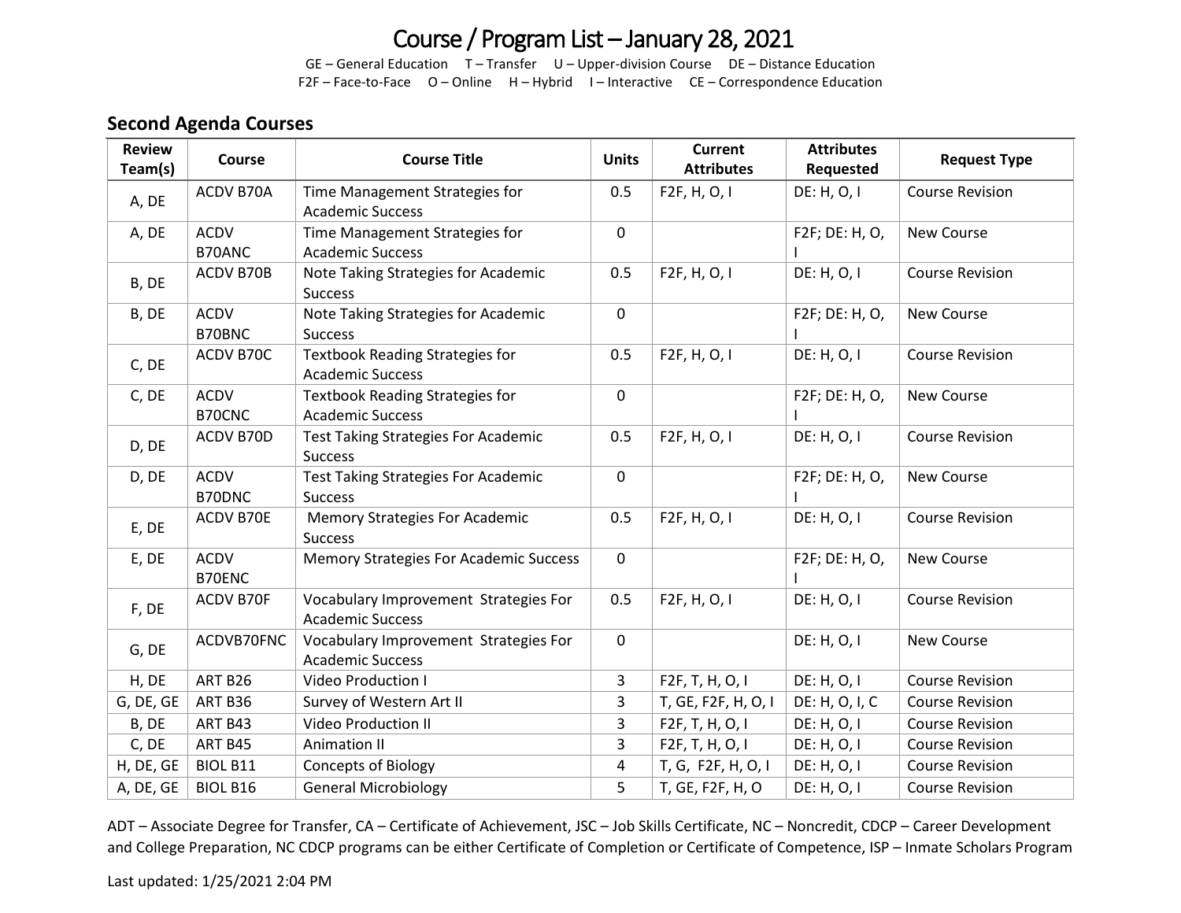# Course / Program List – January 28, 2021

GE – General Education T – Transfer U – Upper-division Course DE – Distance Education
F2F – Face-to-Face O – Online H – Hybrid I – Interactive CE – Correspondence Education

## Second Agenda Courses

| Review Team(s) | Course | Course Title | Units | Current Attributes | Attributes Requested | Request Type |
|---|---|---|---|---|---|---|
| A, DE | ACDV B70A | Time Management Strategies for Academic Success | 0.5 | F2F, H, O, I | DE: H, O, I | Course Revision |
| A, DE | ACDV B70ANC | Time Management Strategies for Academic Success | 0 | | F2F; DE: H, O, I | New Course |
| B, DE | ACDV B70B | Note Taking Strategies for Academic Success | 0.5 | F2F, H, O, I | DE: H, O, I | Course Revision |
| B, DE | ACDV B70BNC | Note Taking Strategies for Academic Success | 0 | | F2F; DE: H, O, I | New Course |
| C, DE | ACDV B70C | Textbook Reading Strategies for Academic Success | 0.5 | F2F, H, O, I | DE: H, O, I | Course Revision |
| C, DE | ACDV B70CNC | Textbook Reading Strategies for Academic Success | 0 | | F2F; DE: H, O, I | New Course |
| D, DE | ACDV B70D | Test Taking Strategies For Academic Success | 0.5 | F2F, H, O, I | DE: H, O, I | Course Revision |
| D, DE | ACDV B70DNC | Test Taking Strategies For Academic Success | 0 | | F2F; DE: H, O, I | New Course |
| E, DE | ACDV B70E | Memory Strategies For Academic Success | 0.5 | F2F, H, O, I | DE: H, O, I | Course Revision |
| E, DE | ACDV B70ENC | Memory Strategies For Academic Success | 0 | | F2F; DE: H, O, I | New Course |
| F, DE | ACDV B70F | Vocabulary Improvement Strategies For Academic Success | 0.5 | F2F, H, O, I | DE: H, O, I | Course Revision |
| G, DE | ACDVB70FNC | Vocabulary Improvement Strategies For Academic Success | 0 | | DE: H, O, I | New Course |
| H, DE | ART B26 | Video Production I | 3 | F2F, T, H, O, I | DE: H, O, I | Course Revision |
| G, DE, GE | ART B36 | Survey of Western Art II | 3 | T, GE, F2F, H, O, I | DE: H, O, I, C | Course Revision |
| B, DE | ART B43 | Video Production II | 3 | F2F, T, H, O, I | DE: H, O, I | Course Revision |
| C, DE | ART B45 | Animation II | 3 | F2F, T, H, O, I | DE: H, O, I | Course Revision |
| H, DE, GE | BIOL B11 | Concepts of Biology | 4 | T, G, F2F, H, O, I | DE: H, O, I | Course Revision |
| A, DE, GE | BIOL B16 | General Microbiology | 5 | T, GE, F2F, H, O | DE: H, O, I | Course Revision |

ADT – Associate Degree for Transfer, CA – Certificate of Achievement, JSC – Job Skills Certificate, NC – Noncredit, CDCP – Career Development and College Preparation, NC CDCP programs can be either Certificate of Completion or Certificate of Competence, ISP – Inmate Scholars Program

Last updated: 1/25/2021 2:04 PM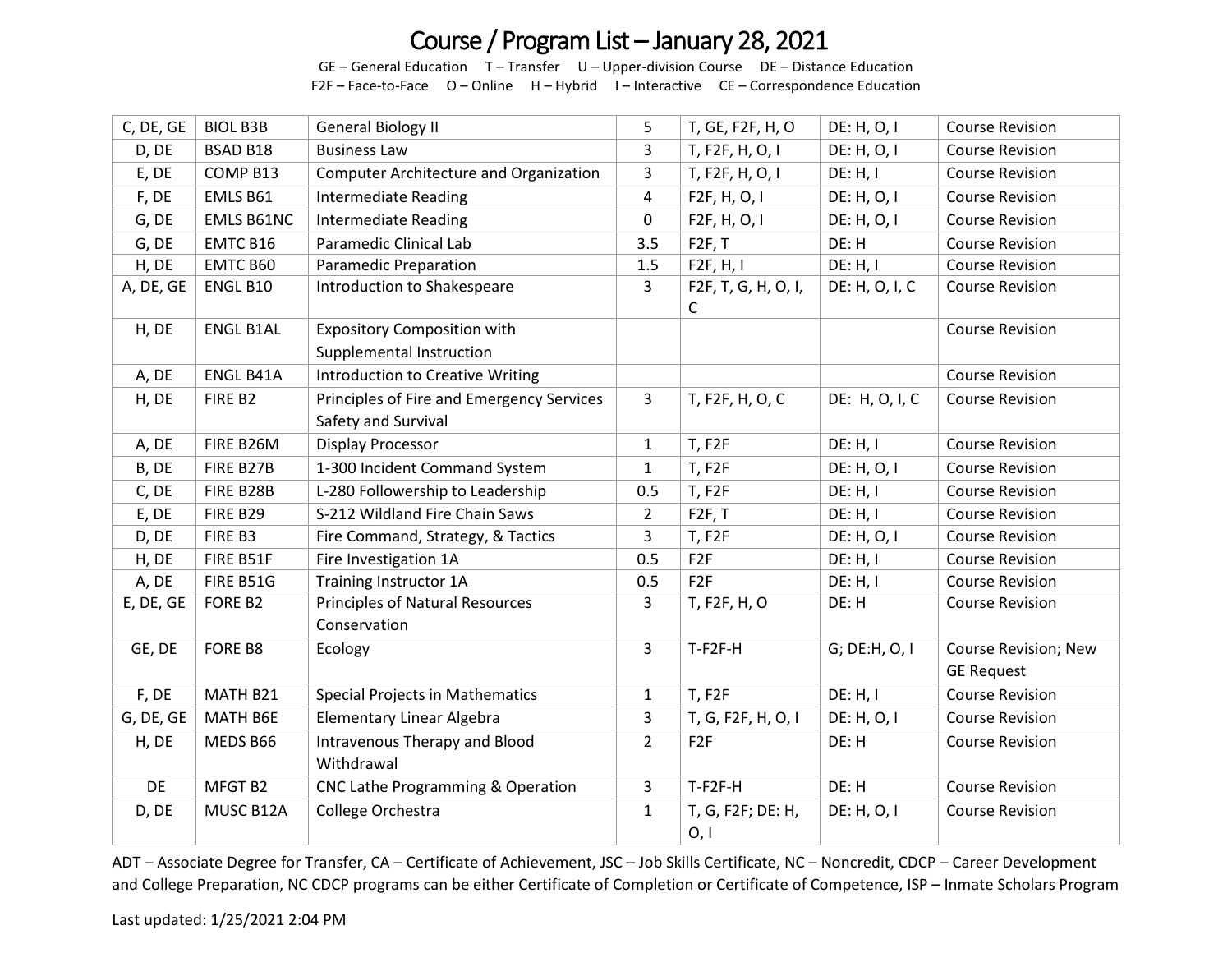# Course / Program List – January 28, 2021

GE – General Education T – Transfer U – Upper-division Course DE – Distance Education
F2F – Face-to-Face O – Online H – Hybrid I – Interactive CE – Correspondence Education

| | | | | | | |
|---|---|---|---|---|---|---|
| C, DE, GE | BIOL B3B | General Biology II | 5 | T, GE, F2F, H, O | DE: H, O, I | Course Revision |
| D, DE | BSAD B18 | Business Law | 3 | T, F2F, H, O, I | DE: H, O, I | Course Revision |
| E, DE | COMP B13 | Computer Architecture and Organization | 3 | T, F2F, H, O, I | DE: H, I | Course Revision |
| F, DE | EMLS B61 | Intermediate Reading | 4 | F2F, H, O, I | DE: H, O, I | Course Revision |
| G, DE | EMLS B61NC | Intermediate Reading | 0 | F2F, H, O, I | DE: H, O, I | Course Revision |
| G, DE | EMTC B16 | Paramedic Clinical Lab | 3.5 | F2F, T | DE: H | Course Revision |
| H, DE | EMTC B60 | Paramedic Preparation | 1.5 | F2F, H, I | DE: H, I | Course Revision |
| A, DE, GE | ENGL B10 | Introduction to Shakespeare | 3 | F2F, T, G, H, O, I, C | DE: H, O, I, C | Course Revision |
| H, DE | ENGL B1AL | Expository Composition with Supplemental Instruction | | | | Course Revision |
| A, DE | ENGL B41A | Introduction to Creative Writing | | | | Course Revision |
| H, DE | FIRE B2 | Principles of Fire and Emergency Services Safety and Survival | 3 | T, F2F, H, O, C | DE: H, O, I, C | Course Revision |
| A, DE | FIRE B26M | Display Processor | 1 | T, F2F | DE: H, I | Course Revision |
| B, DE | FIRE B27B | 1-300 Incident Command System | 1 | T, F2F | DE: H, O, I | Course Revision |
| C, DE | FIRE B28B | L-280 Followership to Leadership | 0.5 | T, F2F | DE: H, I | Course Revision |
| E, DE | FIRE B29 | S-212 Wildland Fire Chain Saws | 2 | F2F, T | DE: H, I | Course Revision |
| D, DE | FIRE B3 | Fire Command, Strategy, & Tactics | 3 | T, F2F | DE: H, O, I | Course Revision |
| H, DE | FIRE B51F | Fire Investigation 1A | 0.5 | F2F | DE: H, I | Course Revision |
| A, DE | FIRE B51G | Training Instructor 1A | 0.5 | F2F | DE: H, I | Course Revision |
| E, DE, GE | FORE B2 | Principles of Natural Resources Conservation | 3 | T, F2F, H, O | DE: H | Course Revision |
| GE, DE | FORE B8 | Ecology | 3 | T-F2F-H | G; DE:H, O, I | Course Revision; New GE Request |
| F, DE | MATH B21 | Special Projects in Mathematics | 1 | T, F2F | DE: H, I | Course Revision |
| G, DE, GE | MATH B6E | Elementary Linear Algebra | 3 | T, G, F2F, H, O, I | DE: H, O, I | Course Revision |
| H, DE | MEDS B66 | Intravenous Therapy and Blood Withdrawal | 2 | F2F | DE: H | Course Revision |
| DE | MFGT B2 | CNC Lathe Programming & Operation | 3 | T-F2F-H | DE: H | Course Revision |
| D, DE | MUSC B12A | College Orchestra | 1 | T, G, F2F; DE: H, O, I | DE: H, O, I | Course Revision |

ADT – Associate Degree for Transfer, CA – Certificate of Achievement, JSC – Job Skills Certificate, NC – Noncredit, CDCP – Career Development and College Preparation, NC CDCP programs can be either Certificate of Completion or Certificate of Competence, ISP – Inmate Scholars Program

Last updated: 1/25/2021 2:04 PM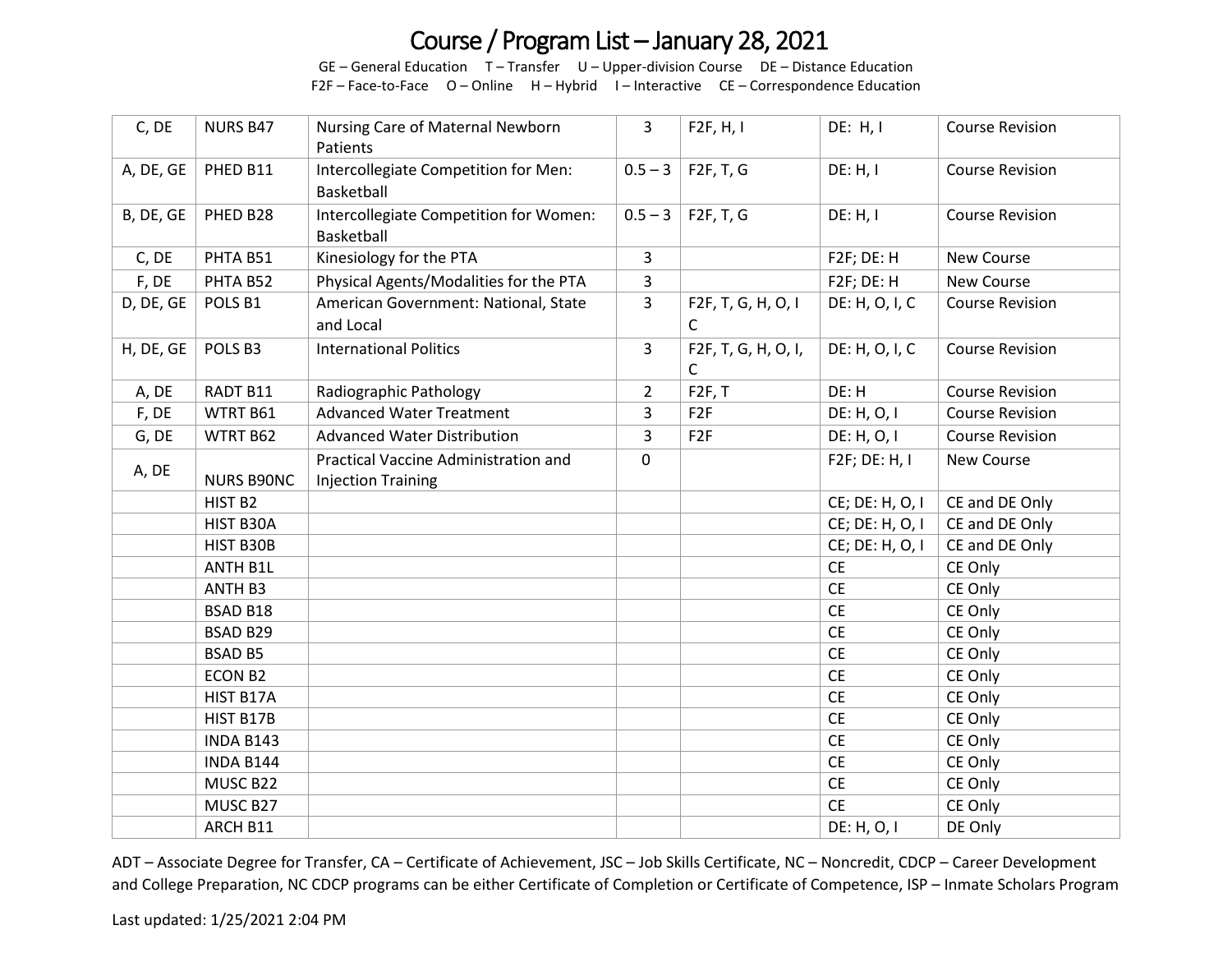# Course / Program List – January 28, 2021

GE – General Education T – Transfer U – Upper-division Course DE – Distance Education
F2F – Face-to-Face O – Online H – Hybrid I – Interactive CE – Correspondence Education

| | | | | | | |
|---|---|---|---|---|---|---|
| C, DE | NURS B47 | Nursing Care of Maternal Newborn Patients | 3 | F2F, H, I | DE: H, I | Course Revision |
| A, DE, GE | PHED B11 | Intercollegiate Competition for Men: Basketball | 0.5 – 3 | F2F, T, G | DE: H, I | Course Revision |
| B, DE, GE | PHED B28 | Intercollegiate Competition for Women: Basketball | 0.5 – 3 | F2F, T, G | DE: H, I | Course Revision |
| C, DE | PHTA B51 | Kinesiology for the PTA | 3 | | F2F; DE: H | New Course |
| F, DE | PHTA B52 | Physical Agents/Modalities for the PTA | 3 | | F2F; DE: H | New Course |
| D, DE, GE | POLS B1 | American Government: National, State and Local | 3 | F2F, T, G, H, O, I C | DE: H, O, I, C | Course Revision |
| H, DE, GE | POLS B3 | International Politics | 3 | F2F, T, G, H, O, I, C | DE: H, O, I, C | Course Revision |
| A, DE | RADT B11 | Radiographic Pathology | 2 | F2F, T | DE: H | Course Revision |
| F, DE | WTRT B61 | Advanced Water Treatment | 3 | F2F | DE: H, O, I | Course Revision |
| G, DE | WTRT B62 | Advanced Water Distribution | 3 | F2F | DE: H, O, I | Course Revision |
| A, DE | NURS B90NC | Practical Vaccine Administration and Injection Training | 0 | | F2F; DE: H, I | New Course |
| | HIST B2 | | | | CE; DE: H, O, I | CE and DE Only |
| | HIST B30A | | | | CE; DE: H, O, I | CE and DE Only |
| | HIST B30B | | | | CE; DE: H, O, I | CE and DE Only |
| | ANTH B1L | | | | CE | CE Only |
| | ANTH B3 | | | | CE | CE Only |
| | BSAD B18 | | | | CE | CE Only |
| | BSAD B29 | | | | CE | CE Only |
| | BSAD B5 | | | | CE | CE Only |
| | ECON B2 | | | | CE | CE Only |
| | HIST B17A | | | | CE | CE Only |
| | HIST B17B | | | | CE | CE Only |
| | INDA B143 | | | | CE | CE Only |
| | INDA B144 | | | | CE | CE Only |
| | MUSC B22 | | | | CE | CE Only |
| | MUSC B27 | | | | CE | CE Only |
| | ARCH B11 | | | | DE: H, O, I | DE Only |

ADT – Associate Degree for Transfer, CA – Certificate of Achievement, JSC – Job Skills Certificate, NC – Noncredit, CDCP – Career Development and College Preparation, NC CDCP programs can be either Certificate of Completion or Certificate of Competence, ISP – Inmate Scholars Program

Last updated: 1/25/2021 2:04 PM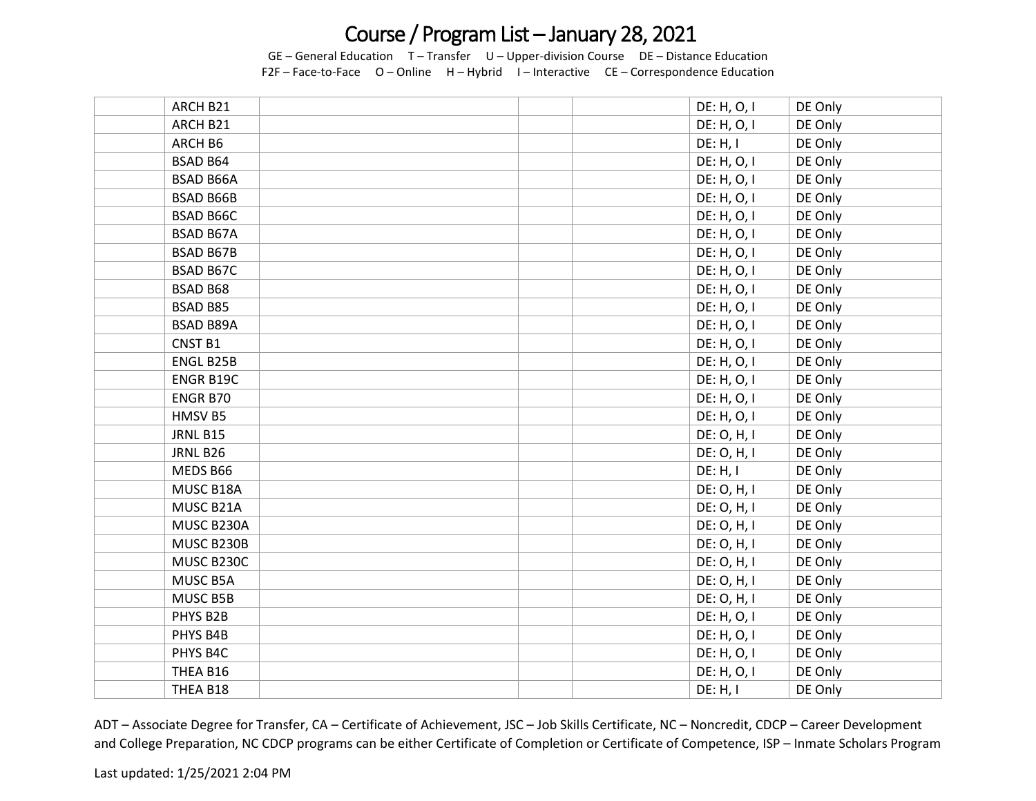# Course / Program List – January 28, 2021

GE – General Education  T – Transfer  U – Upper-division Course  DE – Distance Education
F2F – Face-to-Face  O – Online  H – Hybrid  I – Interactive  CE – Correspondence Education

| | | | | | | |
|---|---|---|---|---|---|---|
| | ARCH B21 | | | | DE: H, O, I | DE Only |
| | ARCH B21 | | | | DE: H, O, I | DE Only |
| | ARCH B6 | | | | DE: H, I | DE Only |
| | BSAD B64 | | | | DE: H, O, I | DE Only |
| | BSAD B66A | | | | DE: H, O, I | DE Only |
| | BSAD B66B | | | | DE: H, O, I | DE Only |
| | BSAD B66C | | | | DE: H, O, I | DE Only |
| | BSAD B67A | | | | DE: H, O, I | DE Only |
| | BSAD B67B | | | | DE: H, O, I | DE Only |
| | BSAD B67C | | | | DE: H, O, I | DE Only |
| | BSAD B68 | | | | DE: H, O, I | DE Only |
| | BSAD B85 | | | | DE: H, O, I | DE Only |
| | BSAD B89A | | | | DE: H, O, I | DE Only |
| | CNST B1 | | | | DE: H, O, I | DE Only |
| | ENGL B25B | | | | DE: H, O, I | DE Only |
| | ENGR B19C | | | | DE: H, O, I | DE Only |
| | ENGR B70 | | | | DE: H, O, I | DE Only |
| | HMSV B5 | | | | DE: H, O, I | DE Only |
| | JRNL B15 | | | | DE: O, H, I | DE Only |
| | JRNL B26 | | | | DE: O, H, I | DE Only |
| | MEDS B66 | | | | DE: H, I | DE Only |
| | MUSC B18A | | | | DE: O, H, I | DE Only |
| | MUSC B21A | | | | DE: O, H, I | DE Only |
| | MUSC B230A | | | | DE: O, H, I | DE Only |
| | MUSC B230B | | | | DE: O, H, I | DE Only |
| | MUSC B230C | | | | DE: O, H, I | DE Only |
| | MUSC B5A | | | | DE: O, H, I | DE Only |
| | MUSC B5B | | | | DE: O, H, I | DE Only |
| | PHYS B2B | | | | DE: H, O, I | DE Only |
| | PHYS B4B | | | | DE: H, O, I | DE Only |
| | PHYS B4C | | | | DE: H, O, I | DE Only |
| | THEA B16 | | | | DE: H, O, I | DE Only |
| | THEA B18 | | | | DE: H, I | DE Only |

ADT – Associate Degree for Transfer, CA – Certificate of Achievement, JSC – Job Skills Certificate, NC – Noncredit, CDCP – Career Development and College Preparation, NC CDCP programs can be either Certificate of Completion or Certificate of Competence, ISP – Inmate Scholars Program

Last updated: 1/25/2021 2:04 PM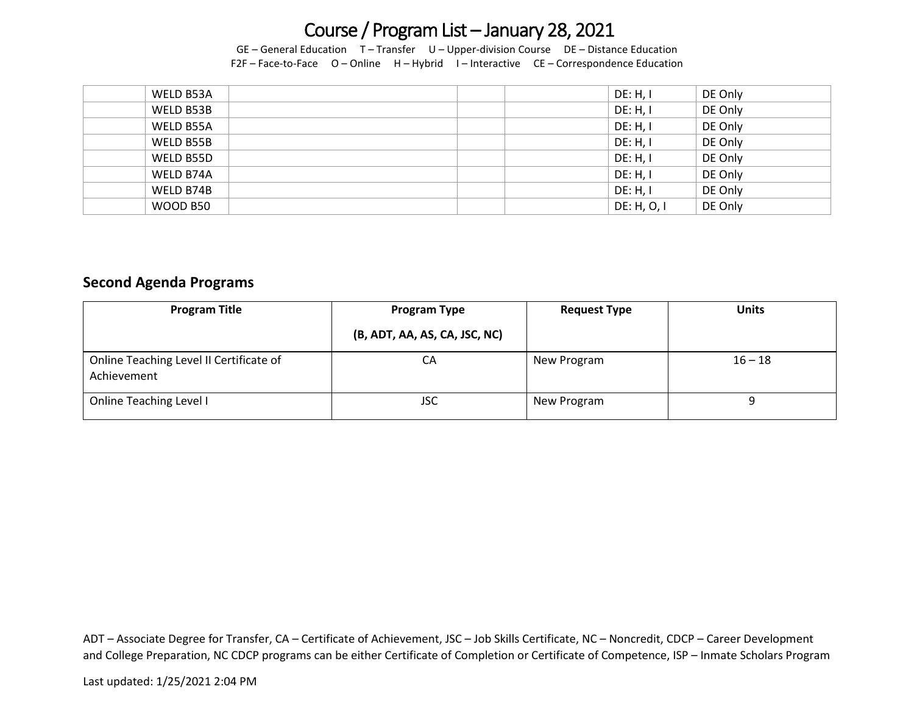| | | | | | | |
|---|---|---|---|---|---|---|
| | WELD B53A | | | | DE: H, I | DE Only |
| | WELD B53B | | | | DE: H, I | DE Only |
| | WELD B55A | | | | DE: H, I | DE Only |
| | WELD B55B | | | | DE: H, I | DE Only |
| | WELD B55D | | | | DE: H, I | DE Only |
| | WELD B74A | | | | DE: H, I | DE Only |
| | WELD B74B | | | | DE: H, I | DE Only |
| | WOOD B50 | | | | DE: H, O, I | DE Only |

### Second Agenda Programs

| Program Title | Program Type (B, ADT, AA, AS, CA, JSC, NC) | Request Type | Units |
|---|---|---|---|
| Online Teaching Level II Certificate of Achievement | CA | New Program | 16 – 18 |
| Online Teaching Level I | JSC | New Program | 9 |

ADT – Associate Degree for Transfer, CA – Certificate of Achievement, JSC – Job Skills Certificate, NC – Noncredit, CDCP – Career Development and College Preparation, NC CDCP programs can be either Certificate of Completion or Certificate of Competence, ISP – Inmate Scholars Program

Last updated: 1/25/2021 2:04 PM